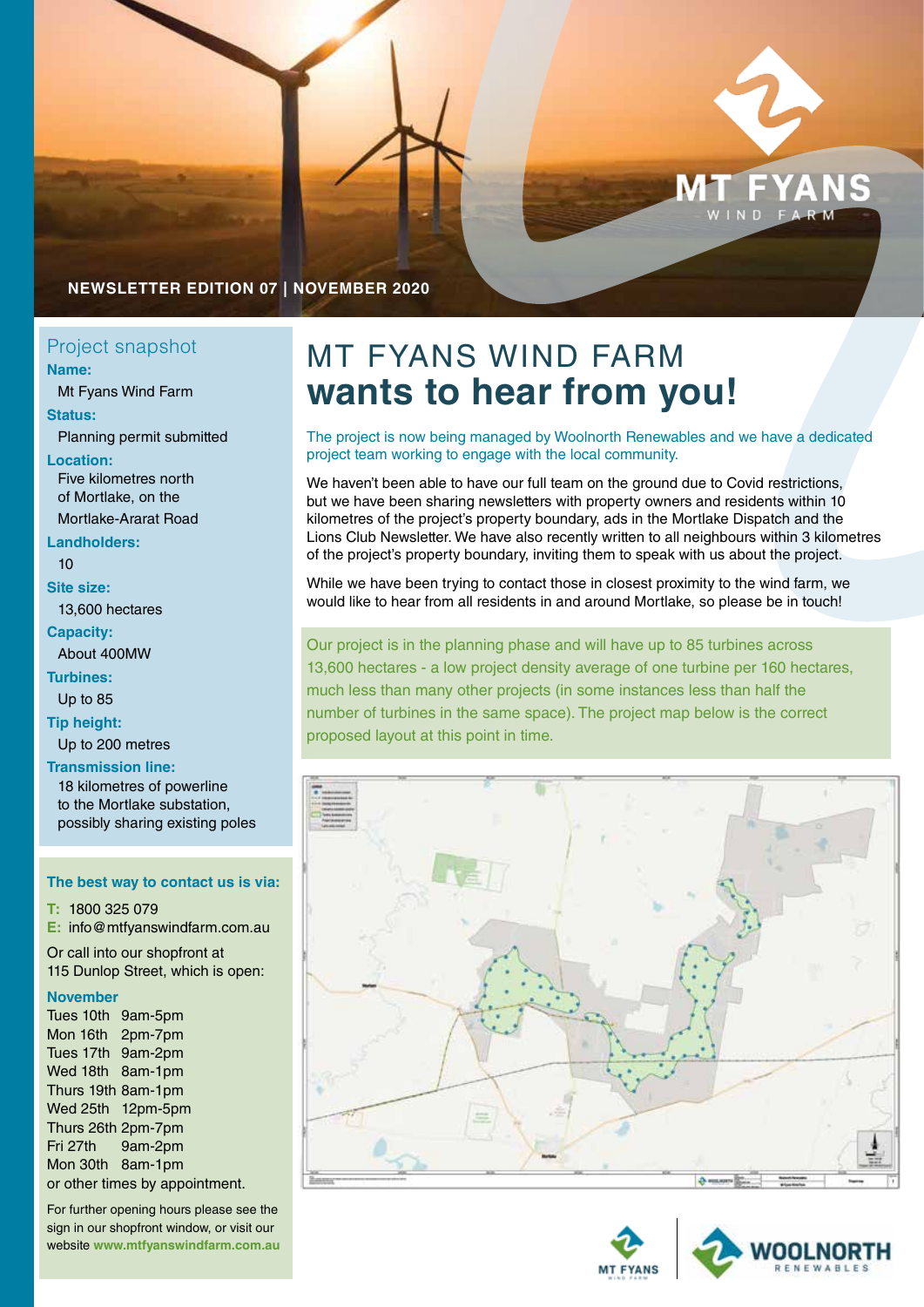MT FYANS WIND FARM

NEWSLETTER EDITION 07 | NOVEMBER 2020

# MT FYANS WIND FARM **wants to hear from you!**

The project is now being managed by Woolnorth Renewables and we have a dedicated project team working to engage with the local community.

We haven't been able to have our full team on the ground due to Covid restrictions, but we have been sharing newsletters with property owners and residents within 10 kilometres of the project's property boundary, ads in the Mortlake Dispatch and the Lions Club Newsletter. We have also recently written to all neighbours within 3 kilometres of the project's property boundary, inviting them to speak with us about the project.

While we have been trying to contact those in closest proximity to the wind farm, we would like to hear from all residents in and around Mortlake, so please be in touch!

Our project is in the planning phase and will have up to 85 turbines across 13,600 hectares - a low project density average of one turbine per 160 hectares, much less than many other projects (in some instances less than half the number of turbines in the same space). The project map below is the correct proposed layout at this point in time.

## Project snapshot

**Name:**
Mt Fyans Wind Farm

**Status:**
Planning permit submitted

**Location:**
Five kilometres north of Mortlake, on the Mortlake-Ararat Road

**Landholders:**
10

**Site size:**
13,600 hectares

**Capacity:**
About 400MW

**Turbines:**
Up to 85

**Tip height:**
Up to 200 metres

**Transmission line:**
18 kilometres of powerline to the Mortlake substation, possibly sharing existing poles

**The best way to contact us is via:**

**T:** 1800 325 079
**E:** info@mtfyanswindfarm.com.au

Or call into our shopfront at 115 Dunlop Street, which is open:

**November**
Tues 10th 9am-5pm
Mon 16th 2pm-7pm
Tues 17th 9am-2pm
Wed 18th 8am-1pm
Thurs 19th 8am-1pm
Wed 25th 12pm-5pm
Thurs 26th 2pm-7pm
Fri 27th 9am-2pm
Mon 30th 8am-1pm
or other times by appointment.

For further opening hours please see the sign in our shopfront window, or visit our website **www.mtfyanswindfarm.com.au**

MT FYANS | WOOLNORTH RENEWABLES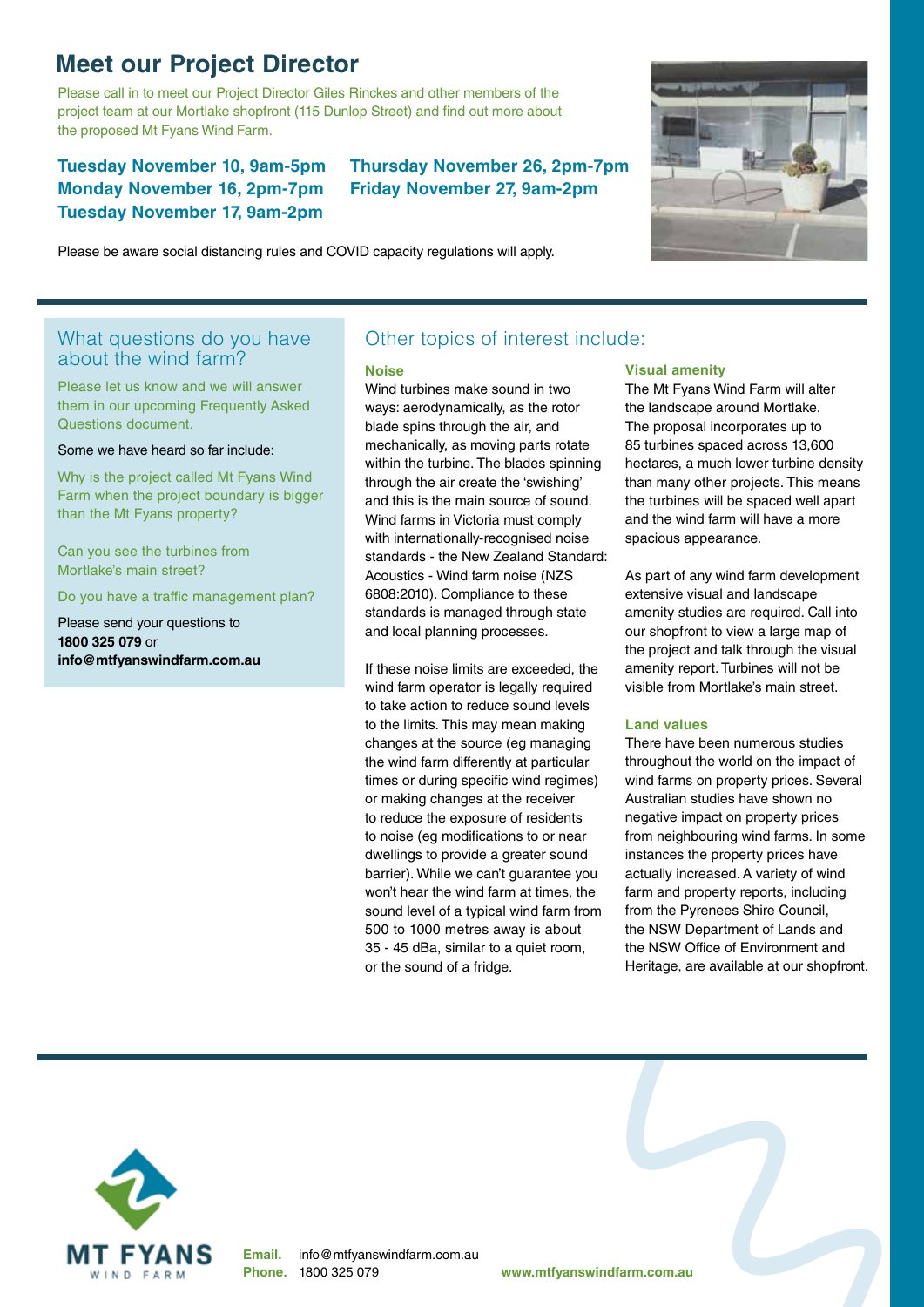# Meet our Project Director

Please call in to meet our Project Director Giles Rinckes and other members of the project team at our Mortlake shopfront (115 Dunlop Street) and find out more about the proposed Mt Fyans Wind Farm.

**Tuesday November 10, 9am-5pm**
**Monday November 16, 2pm-7pm**
**Tuesday November 17, 9am-2pm**
**Thursday November 26, 2pm-7pm**
**Friday November 27, 9am-2pm**

Please be aware social distancing rules and COVID capacity regulations will apply.

## What questions do you have about the wind farm?

Please let us know and we will answer them in our upcoming Frequently Asked Questions document.

Some we have heard so far include:

Why is the project called Mt Fyans Wind Farm when the project boundary is bigger than the Mt Fyans property?

Can you see the turbines from Mortlake's main street?

Do you have a traffic management plan?

Please send your questions to **1800 325 079** or **info@mtfyanswindfarm.com.au**

## Other topics of interest include:

### Noise

Wind turbines make sound in two ways: aerodynamically, as the rotor blade spins through the air, and mechanically, as moving parts rotate within the turbine. The blades spinning through the air create the 'swishing' and this is the main source of sound. Wind farms in Victoria must comply with internationally-recognised noise standards - the New Zealand Standard: Acoustics - Wind farm noise (NZS 6808:2010). Compliance to these standards is managed through state and local planning processes.

If these noise limits are exceeded, the wind farm operator is legally required to take action to reduce sound levels to the limits. This may mean making changes at the source (eg managing the wind farm differently at particular times or during specific wind regimes) or making changes at the receiver to reduce the exposure of residents to noise (eg modifications to or near dwellings to provide a greater sound barrier). While we can't guarantee you won't hear the wind farm at times, the sound level of a typical wind farm from 500 to 1000 metres away is about 35 - 45 dBa, similar to a quiet room, or the sound of a fridge.

### Visual amenity

The Mt Fyans Wind Farm will alter the landscape around Mortlake. The proposal incorporates up to 85 turbines spaced across 13,600 hectares, a much lower turbine density than many other projects. This means the turbines will be spaced well apart and the wind farm will have a more spacious appearance.

As part of any wind farm development extensive visual and landscape amenity studies are required. Call into our shopfront to view a large map of the project and talk through the visual amenity report. Turbines will not be visible from Mortlake's main street.

### Land values

There have been numerous studies throughout the world on the impact of wind farms on property prices. Several Australian studies have shown no negative impact on property prices from neighbouring wind farms. In some instances the property prices have actually increased. A variety of wind farm and property reports, including from the Pyrenees Shire Council, the NSW Department of Lands and the NSW Office of Environment and Heritage, are available at our shopfront.

MT FYANS WIND FARM

**Email.** info@mtfyanswindfarm.com.au
**Phone.** 1800 325 079

**www.mtfyanswindfarm.com.au**